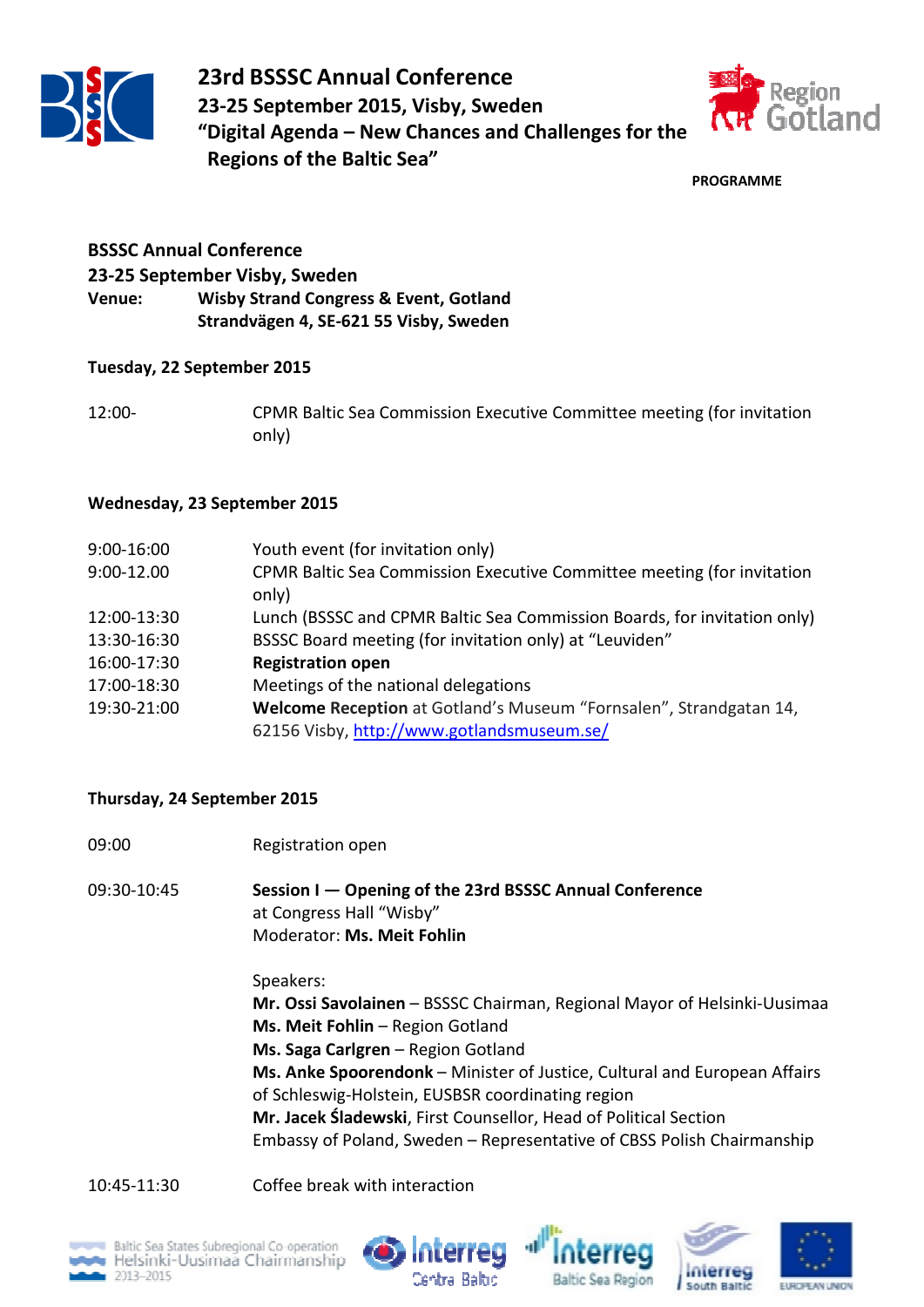# 23rd BSSSC Annual Conference

## 23-25 September 2015, Visby, Sweden

## "Digital Agenda – New Chances and Challenges for the Regions of the Baltic Sea"

**PROGRAMME**

**BSSSC Annual Conference**
**23-25 September Visby, Sweden**
**Venue:** **Wisby Strand Congress & Event, Gotland**
**Strandvägen 4, SE-621 55 Visby, Sweden**

### Tuesday, 22 September 2015

| | |
|---|---|
| 12:00- | CPMR Baltic Sea Commission Executive Committee meeting (for invitation only) |

### Wednesday, 23 September 2015

| | |
|---|---|
| 9:00-16:00 | Youth event (for invitation only) |
| 9:00-12.00 | CPMR Baltic Sea Commission Executive Committee meeting (for invitation only) |
| 12:00-13:30 | Lunch (BSSSC and CPMR Baltic Sea Commission Boards, for invitation only) |
| 13:30-16:30 | BSSSC Board meeting (for invitation only) at "Leuviden" |
| 16:00-17:30 | **Registration open** |
| 17:00-18:30 | Meetings of the national delegations |
| 19:30-21:00 | **Welcome Reception** at Gotland's Museum "Fornsalen", Strandgatan 14, 62156 Visby, http://www.gotlandsmuseum.se/ |

### Thursday, 24 September 2015

09:00 Registration open

09:30-10:45 **Session I — Opening of the 23rd BSSSC Annual Conference**
at Congress Hall "Wisby"
Moderator: **Ms. Meit Fohlin**

Speakers:
**Mr. Ossi Savolainen** – BSSSC Chairman, Regional Mayor of Helsinki-Uusimaa
**Ms. Meit Fohlin** – Region Gotland
**Ms. Saga Carlgren** – Region Gotland
**Ms. Anke Spoorendonk** – Minister of Justice, Cultural and European Affairs of Schleswig-Holstein, EUSBSR coordinating region
**Mr. Jacek Śladewski**, First Counsellor, Head of Political Section Embassy of Poland, Sweden – Representative of CBSS Polish Chairmanship

10:45-11:30 Coffee break with interaction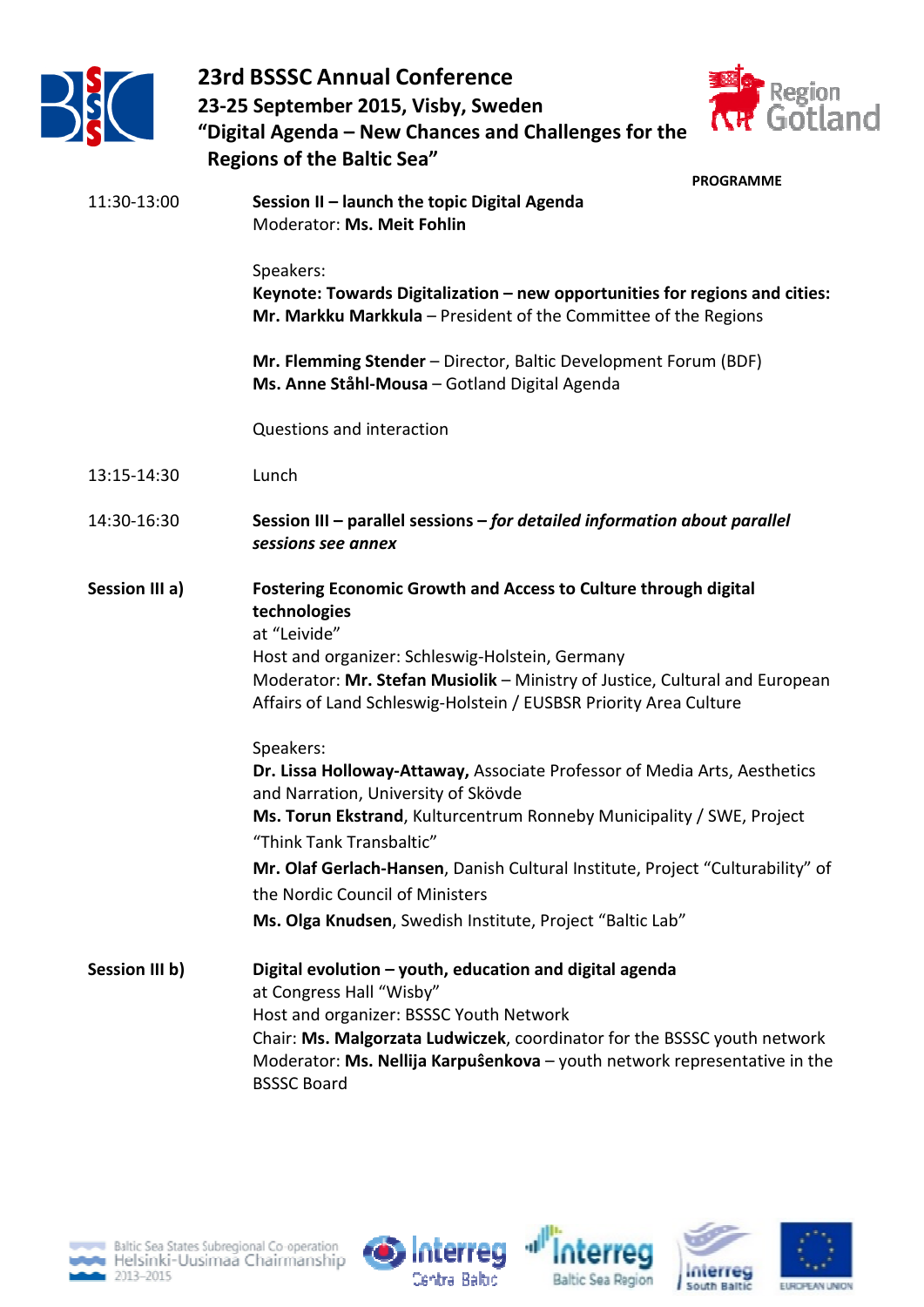# 23rd BSSSC Annual Conference
## 23-25 September 2015, Visby, Sweden
## "Digital Agenda – New Chances and Challenges for the Regions of the Baltic Sea"

**PROGRAMME**

**11:30-13:00** — **Session II – launch the topic Digital Agenda**
Moderator: **Ms. Meit Fohlin**

Speakers:
**Keynote: Towards Digitalization – new opportunities for regions and cities:**
**Mr. Markku Markkula** – President of the Committee of the Regions

**Mr. Flemming Stender** – Director, Baltic Development Forum (BDF)
**Ms. Anne Ståhl-Mousa** – Gotland Digital Agenda

Questions and interaction

**13:15-14:30** — Lunch

**14:30-16:30** — **Session III – parallel sessions –** ***for detailed information about parallel sessions see annex***

**Session III a)** — **Fostering Economic Growth and Access to Culture through digital technologies**
at "Leivide"
Host and organizer: Schleswig-Holstein, Germany
Moderator: **Mr. Stefan Musiolik** – Ministry of Justice, Cultural and European Affairs of Land Schleswig-Holstein / EUSBSR Priority Area Culture

Speakers:
**Dr. Lissa Holloway-Attaway,** Associate Professor of Media Arts, Aesthetics and Narration, University of Skövde
**Ms. Torun Ekstrand**, Kulturcentrum Ronneby Municipality / SWE, Project "Think Tank Transbaltic"
**Mr. Olaf Gerlach-Hansen**, Danish Cultural Institute, Project "Culturability" of the Nordic Council of Ministers
**Ms. Olga Knudsen**, Swedish Institute, Project "Baltic Lab"

**Session III b)** — **Digital evolution – youth, education and digital agenda**
at Congress Hall "Wisby"
Host and organizer: BSSSC Youth Network
Chair: **Ms. Malgorzata Ludwiczek**, coordinator for the BSSSC youth network
Moderator: **Ms. Nellija Karpušenkova** – youth network representative in the BSSSC Board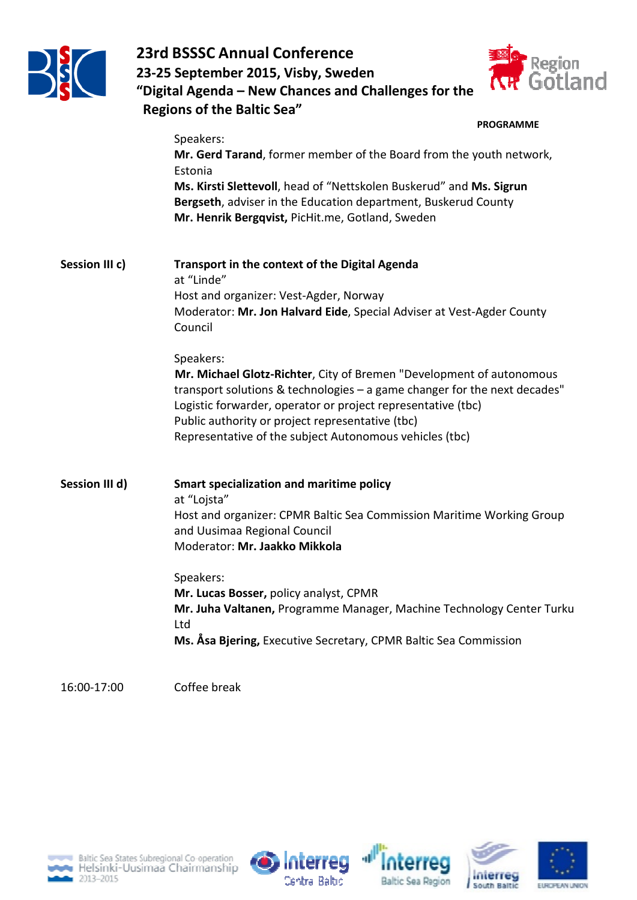Speakers:
**Mr. Gerd Tarand**, former member of the Board from the youth network, Estonia
**Ms. Kirsti Slettevoll**, head of "Nettskolen Buskerud" and **Ms. Sigrun Bergseth**, adviser in the Education department, Buskerud County
**Mr. Henrik Bergqvist,** PicHit.me, Gotland, Sweden

**Session III c)** **Transport in the context of the Digital Agenda**
at "Linde"
Host and organizer: Vest-Agder, Norway
Moderator: **Mr. Jon Halvard Eide**, Special Adviser at Vest-Agder County Council

Speakers:
**Mr. Michael Glotz-Richter**, City of Bremen "Development of autonomous transport solutions & technologies – a game changer for the next decades"
Logistic forwarder, operator or project representative (tbc)
Public authority or project representative (tbc)
Representative of the subject Autonomous vehicles (tbc)

**Session III d)** **Smart specialization and maritime policy**
at "Lojsta"
Host and organizer: CPMR Baltic Sea Commission Maritime Working Group and Uusimaa Regional Council
Moderator: **Mr. Jaakko Mikkola**

Speakers:
**Mr. Lucas Bosser,** policy analyst, CPMR
**Mr. Juha Valtanen,** Programme Manager, Machine Technology Center Turku Ltd
**Ms. Åsa Bjering,** Executive Secretary, CPMR Baltic Sea Commission

16:00-17:00 Coffee break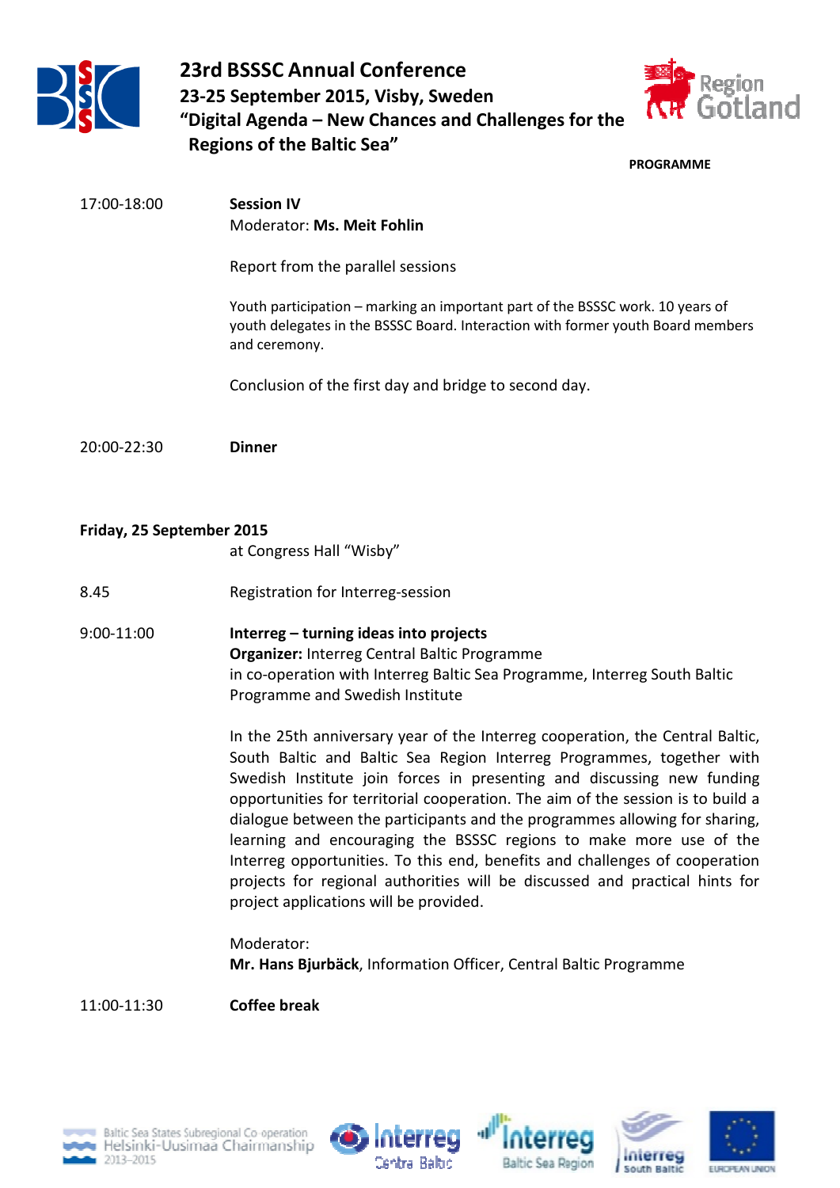# 23rd BSSSC Annual Conference
## 23-25 September 2015, Visby, Sweden
## "Digital Agenda – New Chances and Challenges for the Regions of the Baltic Sea"

**PROGRAMME**

17:00-18:00 **Session IV**
Moderator: **Ms. Meit Fohlin**

Report from the parallel sessions

Youth participation – marking an important part of the BSSSC work. 10 years of youth delegates in the BSSSC Board. Interaction with former youth Board members and ceremony.

Conclusion of the first day and bridge to second day.

20:00-22:30 **Dinner**

**Friday, 25 September 2015**
at Congress Hall "Wisby"

8.45 Registration for Interreg-session

9:00-11:00 **Interreg – turning ideas into projects**
**Organizer:** Interreg Central Baltic Programme
in co-operation with Interreg Baltic Sea Programme, Interreg South Baltic Programme and Swedish Institute

In the 25th anniversary year of the Interreg cooperation, the Central Baltic, South Baltic and Baltic Sea Region Interreg Programmes, together with Swedish Institute join forces in presenting and discussing new funding opportunities for territorial cooperation. The aim of the session is to build a dialogue between the participants and the programmes allowing for sharing, learning and encouraging the BSSSC regions to make more use of the Interreg opportunities. To this end, benefits and challenges of cooperation projects for regional authorities will be discussed and practical hints for project applications will be provided.

Moderator:
**Mr. Hans Bjurbäck**, Information Officer, Central Baltic Programme

11:00-11:30 **Coffee break**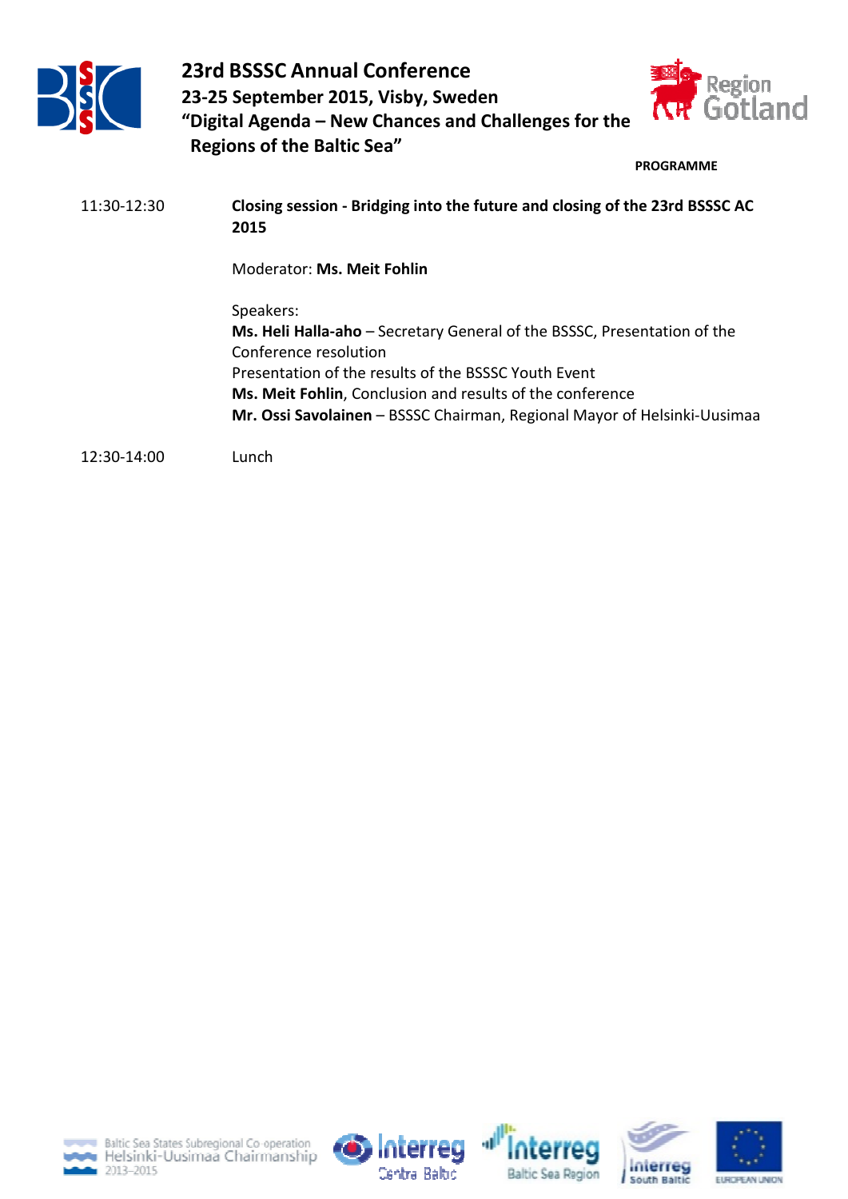# 23rd BSSSC Annual Conference

**23-25 September 2015, Visby, Sweden**

**"Digital Agenda – New Chances and Challenges for the Regions of the Baltic Sea"**

**PROGRAMME**

| | |
|---|---|
| 11:30-12:30 | **Closing session - Bridging into the future and closing of the 23rd BSSSC AC 2015**<br><br>Moderator: **Ms. Meit Fohlin**<br><br>Speakers:<br>**Ms. Heli Halla-aho** – Secretary General of the BSSSC, Presentation of the Conference resolution<br>Presentation of the results of the BSSSC Youth Event<br>**Ms. Meit Fohlin**, Conclusion and results of the conference<br>**Mr. Ossi Savolainen** – BSSSC Chairman, Regional Mayor of Helsinki-Uusimaa |
| 12:30-14:00 | Lunch |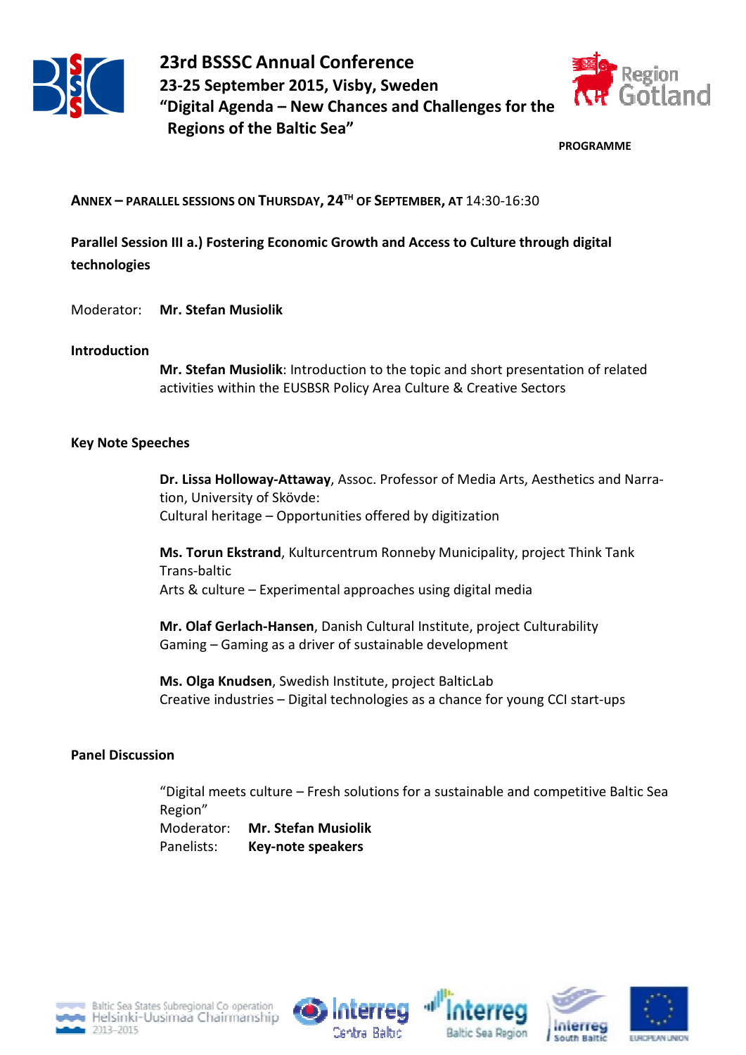# 23rd BSSSC Annual Conference

## 23-25 September 2015, Visby, Sweden

## "Digital Agenda – New Chances and Challenges for the Regions of the Baltic Sea"

**PROGRAMME**

**ANNEX – PARALLEL SESSIONS ON THURSDAY, 24TH OF SEPTEMBER, AT** 14:30-16:30

**Parallel Session III a.) Fostering Economic Growth and Access to Culture through digital technologies**

Moderator: **Mr. Stefan Musiolik**

**Introduction**

**Mr. Stefan Musiolik**: Introduction to the topic and short presentation of related activities within the EUSBSR Policy Area Culture & Creative Sectors

**Key Note Speeches**

**Dr. Lissa Holloway-Attaway**, Assoc. Professor of Media Arts, Aesthetics and Narration, University of Skövde:
Cultural heritage – Opportunities offered by digitization

**Ms. Torun Ekstrand**, Kulturcentrum Ronneby Municipality, project Think Tank Trans-baltic
Arts & culture – Experimental approaches using digital media

**Mr. Olaf Gerlach-Hansen**, Danish Cultural Institute, project Culturability
Gaming – Gaming as a driver of sustainable development

**Ms. Olga Knudsen**, Swedish Institute, project BalticLab
Creative industries – Digital technologies as a chance for young CCI start-ups

**Panel Discussion**

"Digital meets culture – Fresh solutions for a sustainable and competitive Baltic Sea Region"
Moderator: **Mr. Stefan Musiolik**
Panelists: **Key-note speakers**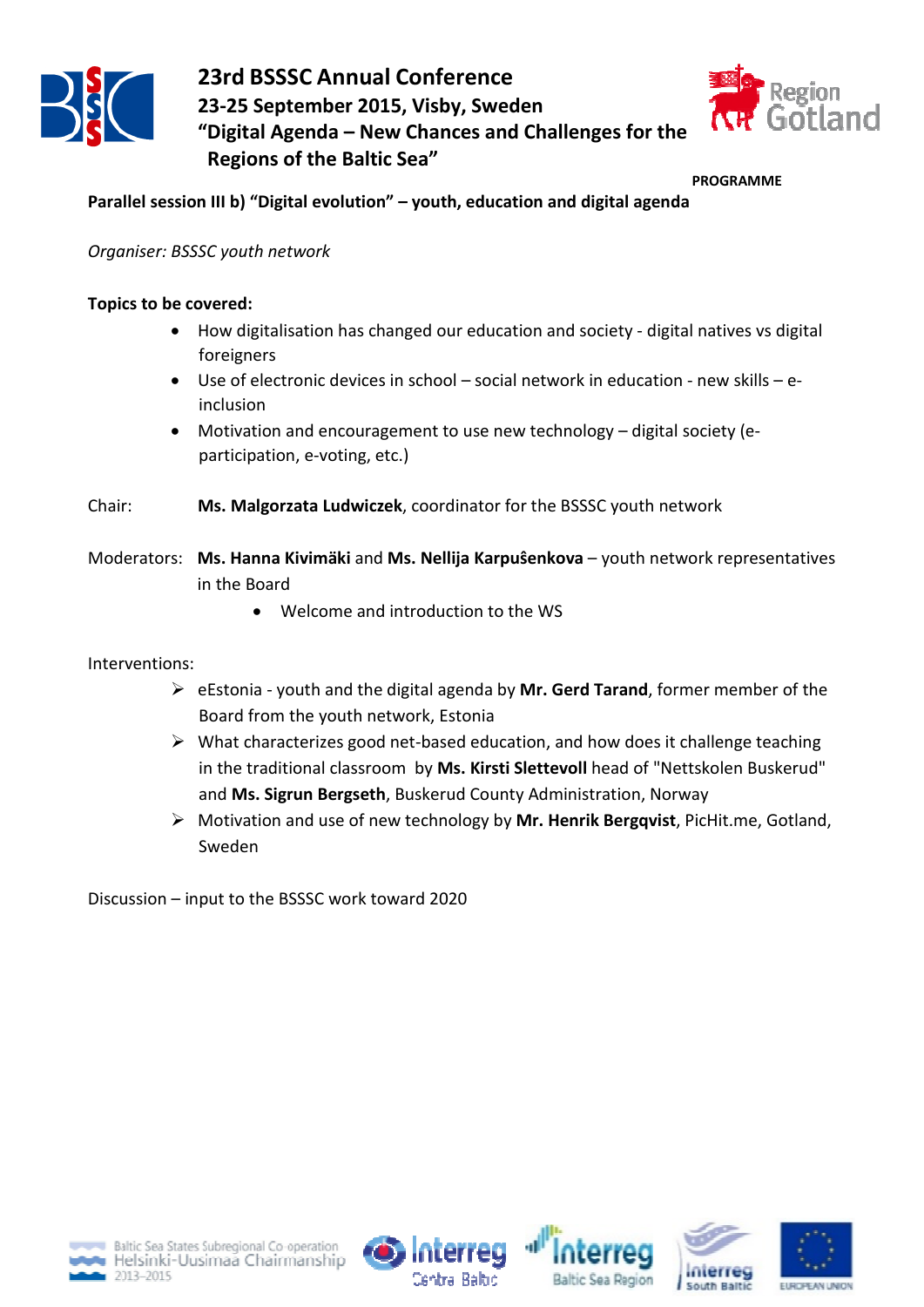# 23rd BSSSC Annual Conference
## 23-25 September 2015, Visby, Sweden
## "Digital Agenda – New Chances and Challenges for the Regions of the Baltic Sea"

**PROGRAMME**

**Parallel session III b) "Digital evolution" – youth, education and digital agenda**

*Organiser: BSSSC youth network*

**Topics to be covered:**

- How digitalisation has changed our education and society - digital natives vs digital foreigners
- Use of electronic devices in school – social network in education - new skills – e-inclusion
- Motivation and encouragement to use new technology – digital society (e-participation, e-voting, etc.)

Chair: **Ms. Malgorzata Ludwiczek**, coordinator for the BSSSC youth network

Moderators: **Ms. Hanna Kivimäki** and **Ms. Nellija Karpuŝenkova** – youth network representatives in the Board

- Welcome and introduction to the WS

Interventions:

- eEstonia - youth and the digital agenda by **Mr. Gerd Tarand**, former member of the Board from the youth network, Estonia
- What characterizes good net-based education, and how does it challenge teaching in the traditional classroom by **Ms. Kirsti Slettevoll** head of "Nettskolen Buskerud" and **Ms. Sigrun Bergseth**, Buskerud County Administration, Norway
- Motivation and use of new technology by **Mr. Henrik Bergqvist**, PicHit.me, Gotland, Sweden

Discussion – input to the BSSSC work toward 2020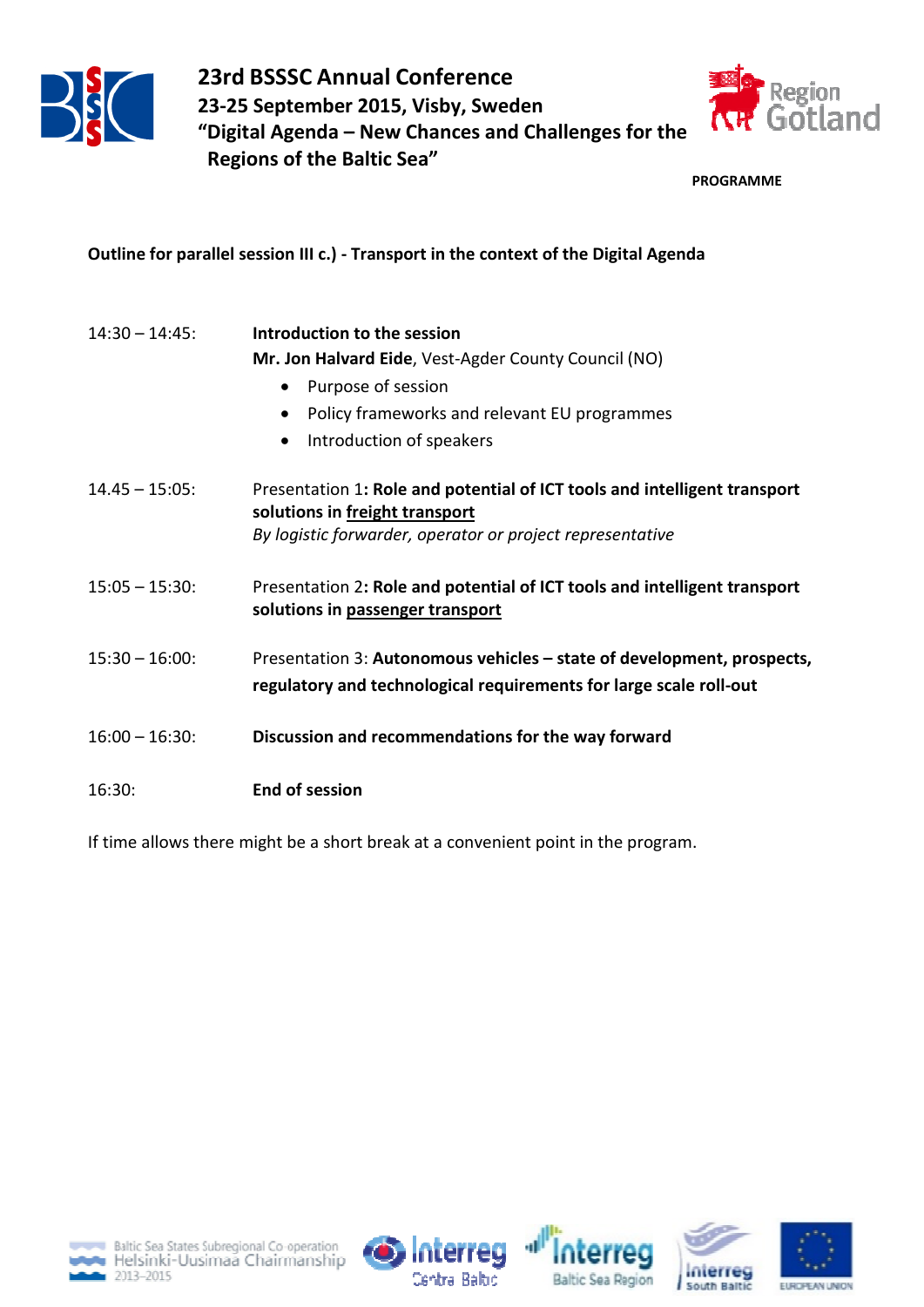# 23rd BSSSC Annual Conference

**23-25 September 2015, Visby, Sweden**

**"Digital Agenda – New Chances and Challenges for the Regions of the Baltic Sea"**

**PROGRAMME**

**Outline for parallel session III c.) - Transport in the context of the Digital Agenda**

14:30 – 14:45: **Introduction to the session**

**Mr. Jon Halvard Eide**, Vest-Agder County Council (NO)

- Purpose of session
- Policy frameworks and relevant EU programmes
- Introduction of speakers

14.45 – 15:05: Presentation 1**: Role and potential of ICT tools and intelligent transport solutions in freight transport**

*By logistic forwarder, operator or project representative*

15:05 – 15:30: Presentation 2**: Role and potential of ICT tools and intelligent transport solutions in passenger transport**

15:30 – 16:00: Presentation 3: **Autonomous vehicles – state of development, prospects, regulatory and technological requirements for large scale roll-out**

16:00 – 16:30: **Discussion and recommendations for the way forward**

16:30: **End of session**

If time allows there might be a short break at a convenient point in the program.

Baltic Sea States Subregional Co-operation Helsinki-Uusimaa Chairmanship 2013–2015

Interreg Central Baltic

Interreg Baltic Sea Region

Interreg South Baltic

EUROPEAN UNION